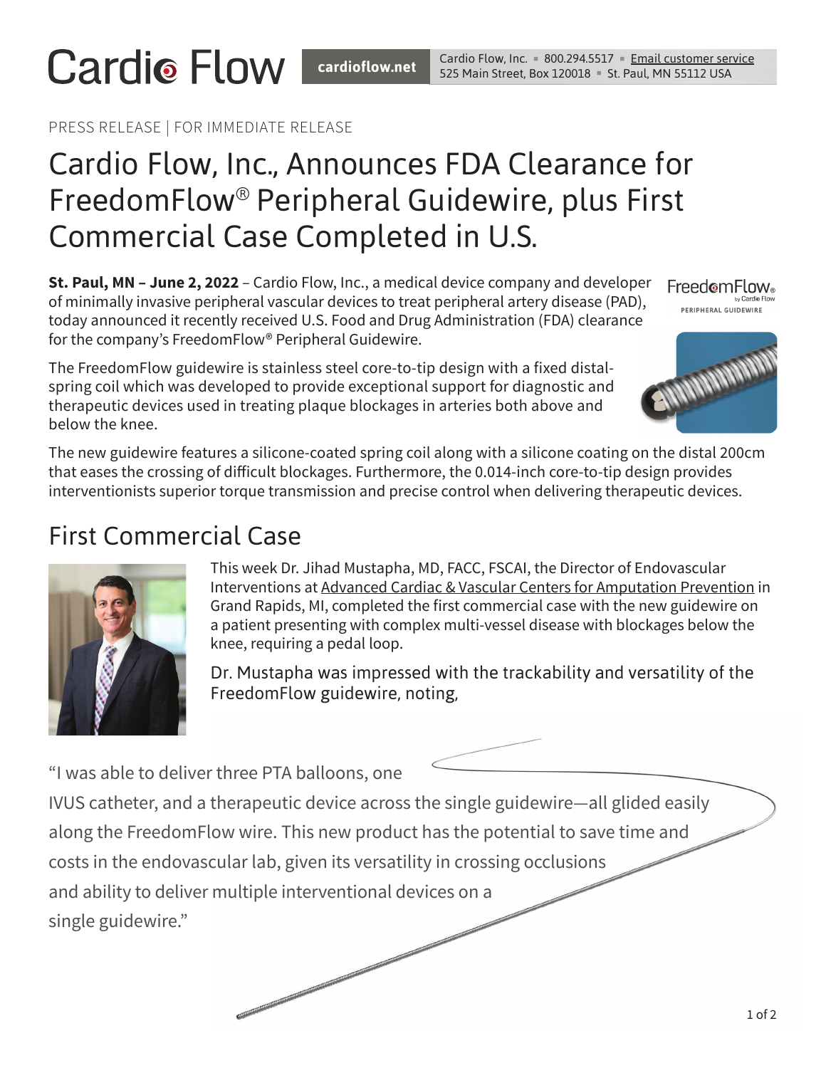Cardio Flow | cardioflow.net | Cardio Flow, Inc. ▪ 800.294.5517 ▪ Email customer service
525 Main Street, Box 120018 ▪ St. Paul, MN 55112 USA

PRESS RELEASE | FOR IMMEDIATE RELEASE

# Cardio Flow, Inc., Announces FDA Clearance for FreedomFlow® Peripheral Guidewire, plus First Commercial Case Completed in U.S.

**St. Paul, MN – June 2, 2022** – Cardio Flow, Inc., a medical device company and developer of minimally invasive peripheral vascular devices to treat peripheral artery disease (PAD), today announced it recently received U.S. Food and Drug Administration (FDA) clearance for the company's FreedomFlow® Peripheral Guidewire.

FreedomFlow® by Cardio Flow
PERIPHERAL GUIDEWIRE

The FreedomFlow guidewire is stainless steel core-to-tip design with a fixed distal-spring coil which was developed to provide exceptional support for diagnostic and therapeutic devices used in treating plaque blockages in arteries both above and below the knee.

The new guidewire features a silicone-coated spring coil along with a silicone coating on the distal 200cm that eases the crossing of difficult blockages. Furthermore, the 0.014-inch core-to-tip design provides interventionists superior torque transmission and precise control when delivering therapeutic devices.

## First Commercial Case

This week Dr. Jihad Mustapha, MD, FACC, FSCAI, the Director of Endovascular Interventions at Advanced Cardiac & Vascular Centers for Amputation Prevention in Grand Rapids, MI, completed the first commercial case with the new guidewire on a patient presenting with complex multi-vessel disease with blockages below the knee, requiring a pedal loop.

Dr. Mustapha was impressed with the trackability and versatility of the FreedomFlow guidewire, noting,

"I was able to deliver three PTA balloons, one IVUS catheter, and a therapeutic device across the single guidewire—all glided easily along the FreedomFlow wire. This new product has the potential to save time and costs in the endovascular lab, given its versatility in crossing occlusions and ability to deliver multiple interventional devices on a single guidewire."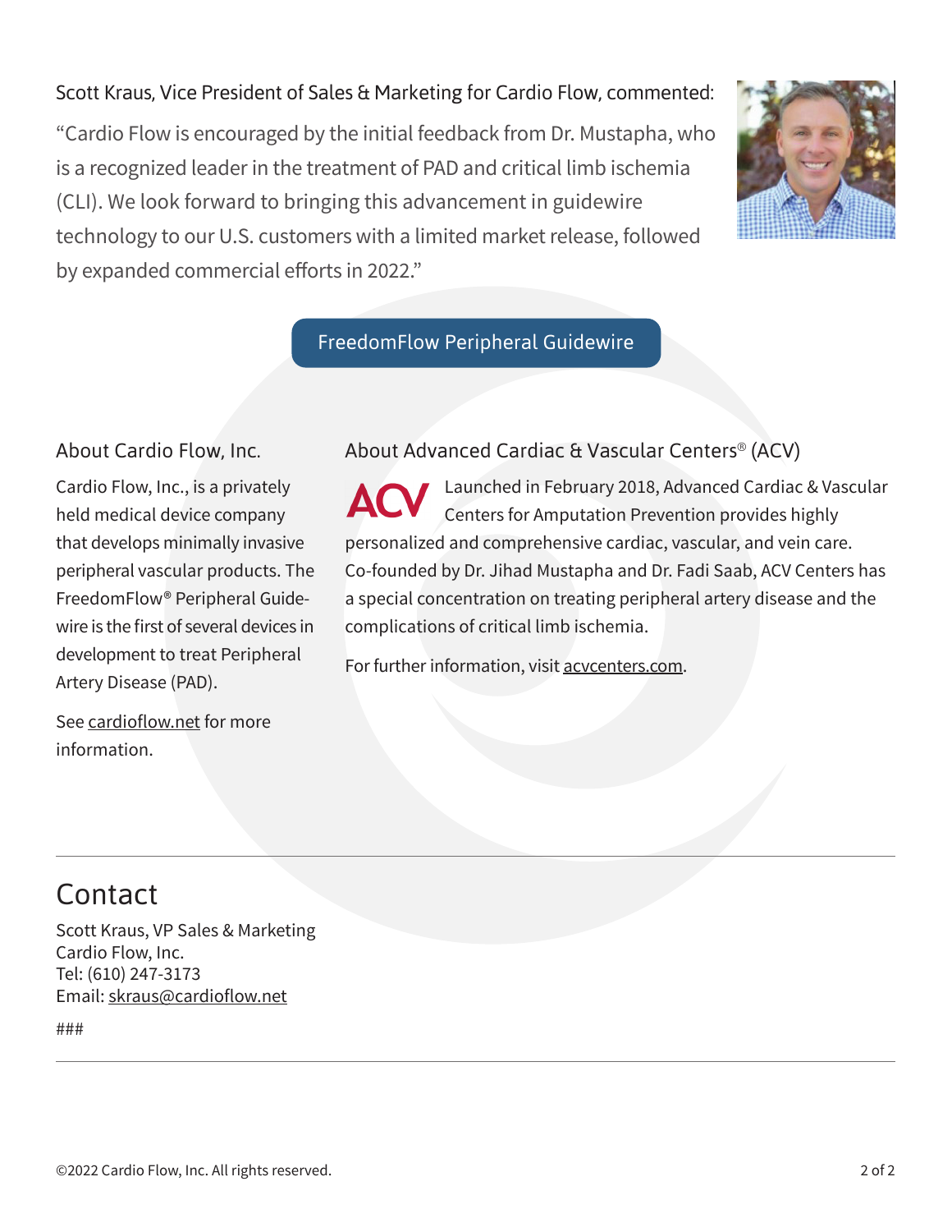Scott Kraus, Vice President of Sales & Marketing for Cardio Flow, commented:

“Cardio Flow is encouraged by the initial feedback from Dr. Mustapha, who is a recognized leader in the treatment of PAD and critical limb ischemia (CLI). We look forward to bringing this advancement in guidewire technology to our U.S. customers with a limited market release, followed by expanded commercial efforts in 2022.”

FreedomFlow Peripheral Guidewire

## About Cardio Flow, Inc.

Cardio Flow, Inc., is a privately held medical device company that develops minimally invasive peripheral vascular products. The FreedomFlow® Peripheral Guidewire is the first of several devices in development to treat Peripheral Artery Disease (PAD).

See cardioflow.net for more information.

## About Advanced Cardiac & Vascular Centers® (ACV)

ACV

Launched in February 2018, Advanced Cardiac & Vascular Centers for Amputation Prevention provides highly personalized and comprehensive cardiac, vascular, and vein care. Co-founded by Dr. Jihad Mustapha and Dr. Fadi Saab, ACV Centers has a special concentration on treating peripheral artery disease and the complications of critical limb ischemia.

For further information, visit acvcenters.com.

---

# Contact

Scott Kraus, VP Sales & Marketing
Cardio Flow, Inc.
Tel: (610) 247-3173
Email: skraus@cardioflow.net

###

---

©2022 Cardio Flow, Inc. All rights reserved.